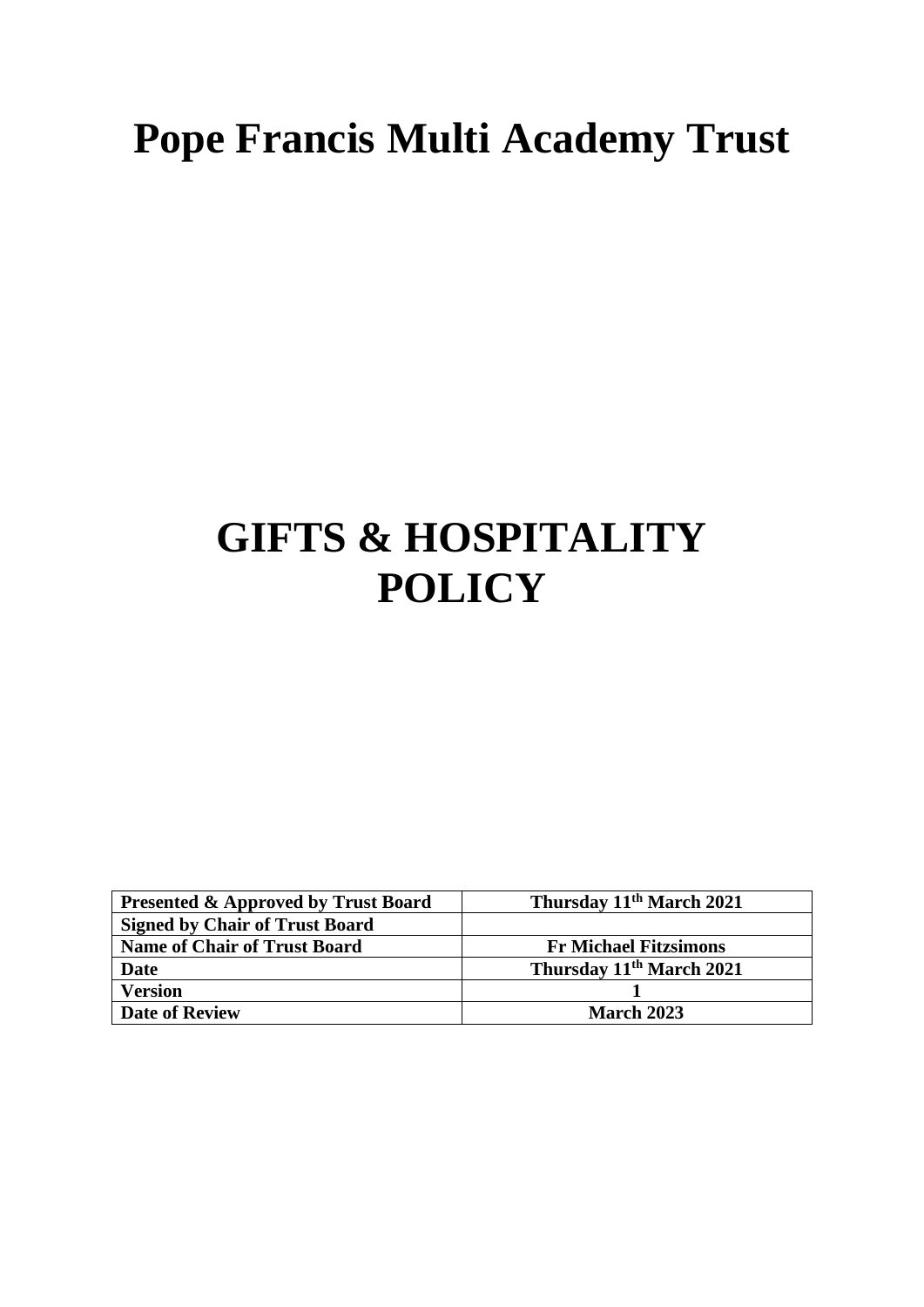# Pope Francis Multi Academy Trust

# GIFTS & HOSPITALITY POLICY

| **Presented & Approved by Trust Board** | **Thursday 11th March 2021** |
|---|---|
| **Signed by Chair of Trust Board** | |
| **Name of Chair of Trust Board** | **Fr Michael Fitzsimons** |
| **Date** | **Thursday 11th March 2021** |
| **Version** | **1** |
| **Date of Review** | **March 2023** |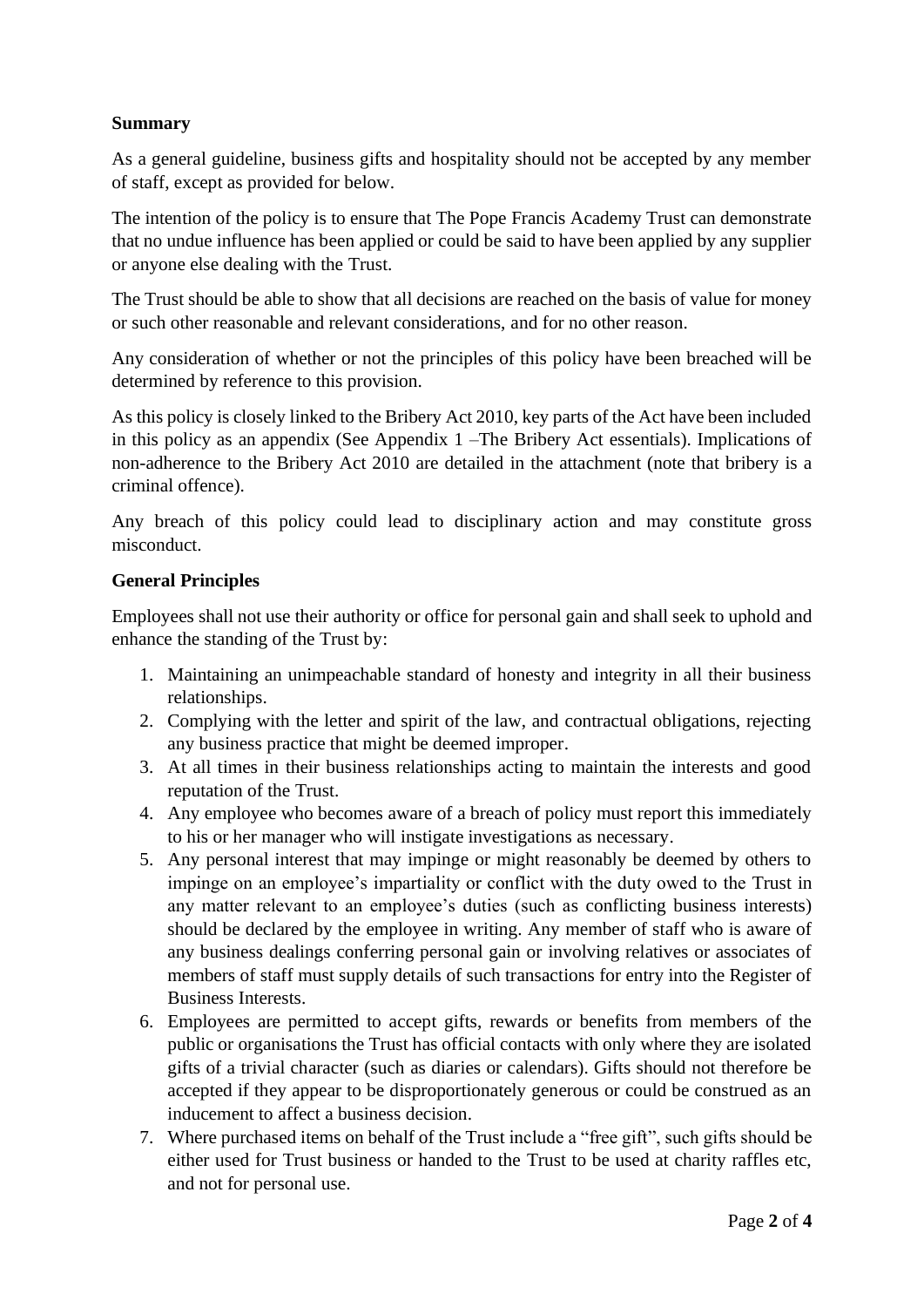**Summary**

As a general guideline, business gifts and hospitality should not be accepted by any member of staff, except as provided for below.

The intention of the policy is to ensure that The Pope Francis Academy Trust can demonstrate that no undue influence has been applied or could be said to have been applied by any supplier or anyone else dealing with the Trust.

The Trust should be able to show that all decisions are reached on the basis of value for money or such other reasonable and relevant considerations, and for no other reason.

Any consideration of whether or not the principles of this policy have been breached will be determined by reference to this provision.

As this policy is closely linked to the Bribery Act 2010, key parts of the Act have been included in this policy as an appendix (See Appendix 1 –The Bribery Act essentials). Implications of non-adherence to the Bribery Act 2010 are detailed in the attachment (note that bribery is a criminal offence).

Any breach of this policy could lead to disciplinary action and may constitute gross misconduct.

**General Principles**

Employees shall not use their authority or office for personal gain and shall seek to uphold and enhance the standing of the Trust by:

1. Maintaining an unimpeachable standard of honesty and integrity in all their business relationships.
2. Complying with the letter and spirit of the law, and contractual obligations, rejecting any business practice that might be deemed improper.
3. At all times in their business relationships acting to maintain the interests and good reputation of the Trust.
4. Any employee who becomes aware of a breach of policy must report this immediately to his or her manager who will instigate investigations as necessary.
5. Any personal interest that may impinge or might reasonably be deemed by others to impinge on an employee's impartiality or conflict with the duty owed to the Trust in any matter relevant to an employee's duties (such as conflicting business interests) should be declared by the employee in writing. Any member of staff who is aware of any business dealings conferring personal gain or involving relatives or associates of members of staff must supply details of such transactions for entry into the Register of Business Interests.
6. Employees are permitted to accept gifts, rewards or benefits from members of the public or organisations the Trust has official contacts with only where they are isolated gifts of a trivial character (such as diaries or calendars). Gifts should not therefore be accepted if they appear to be disproportionately generous or could be construed as an inducement to affect a business decision.
7. Where purchased items on behalf of the Trust include a "free gift", such gifts should be either used for Trust business or handed to the Trust to be used at charity raffles etc, and not for personal use.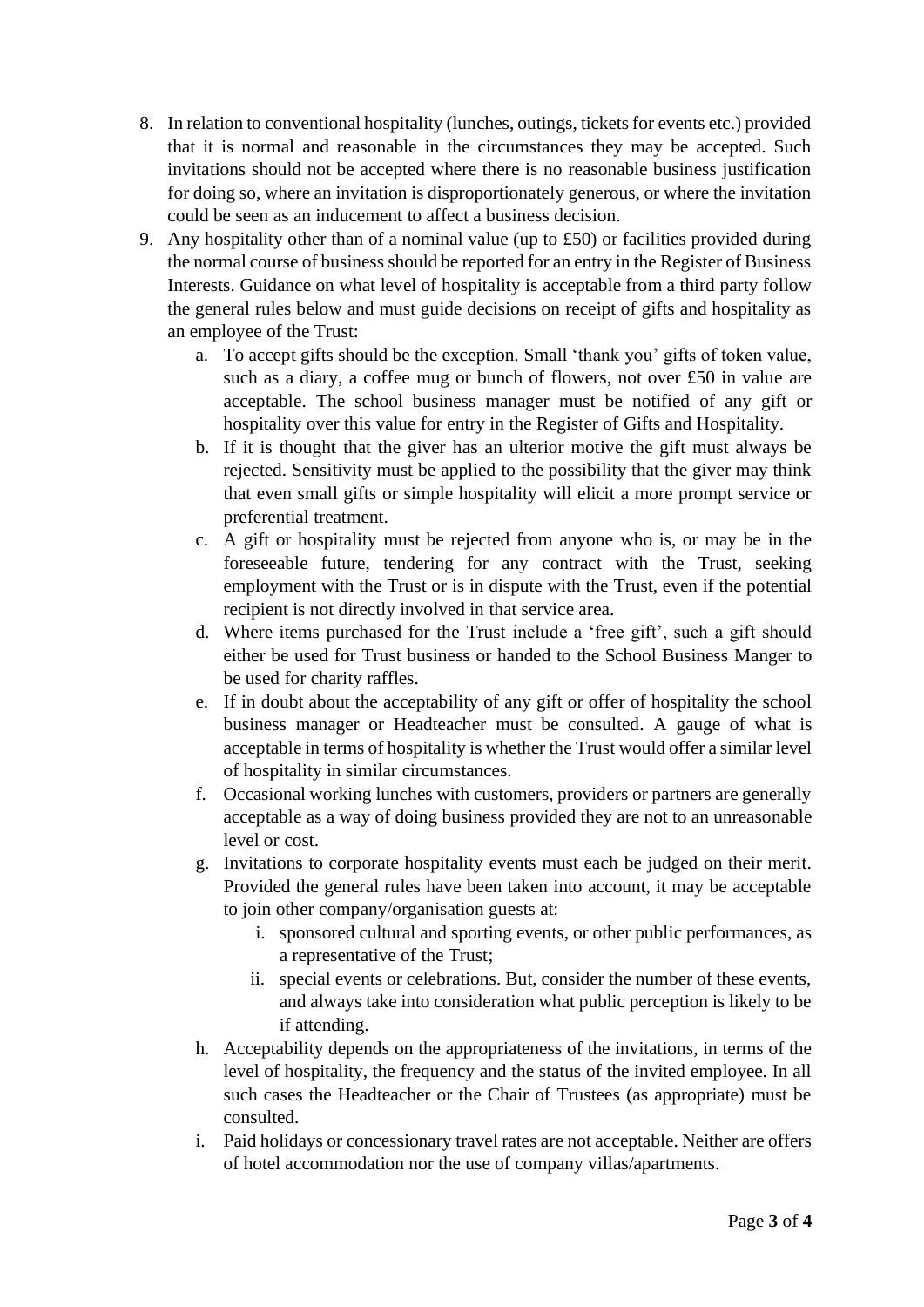8. In relation to conventional hospitality (lunches, outings, tickets for events etc.) provided that it is normal and reasonable in the circumstances they may be accepted. Such invitations should not be accepted where there is no reasonable business justification for doing so, where an invitation is disproportionately generous, or where the invitation could be seen as an inducement to affect a business decision.
9. Any hospitality other than of a nominal value (up to £50) or facilities provided during the normal course of business should be reported for an entry in the Register of Business Interests. Guidance on what level of hospitality is acceptable from a third party follow the general rules below and must guide decisions on receipt of gifts and hospitality as an employee of the Trust:
   a. To accept gifts should be the exception. Small 'thank you' gifts of token value, such as a diary, a coffee mug or bunch of flowers, not over £50 in value are acceptable. The school business manager must be notified of any gift or hospitality over this value for entry in the Register of Gifts and Hospitality.
   b. If it is thought that the giver has an ulterior motive the gift must always be rejected. Sensitivity must be applied to the possibility that the giver may think that even small gifts or simple hospitality will elicit a more prompt service or preferential treatment.
   c. A gift or hospitality must be rejected from anyone who is, or may be in the foreseeable future, tendering for any contract with the Trust, seeking employment with the Trust or is in dispute with the Trust, even if the potential recipient is not directly involved in that service area.
   d. Where items purchased for the Trust include a 'free gift', such a gift should either be used for Trust business or handed to the School Business Manger to be used for charity raffles.
   e. If in doubt about the acceptability of any gift or offer of hospitality the school business manager or Headteacher must be consulted. A gauge of what is acceptable in terms of hospitality is whether the Trust would offer a similar level of hospitality in similar circumstances.
   f. Occasional working lunches with customers, providers or partners are generally acceptable as a way of doing business provided they are not to an unreasonable level or cost.
   g. Invitations to corporate hospitality events must each be judged on their merit. Provided the general rules have been taken into account, it may be acceptable to join other company/organisation guests at:
      i. sponsored cultural and sporting events, or other public performances, as a representative of the Trust;
      ii. special events or celebrations. But, consider the number of these events, and always take into consideration what public perception is likely to be if attending.
   h. Acceptability depends on the appropriateness of the invitations, in terms of the level of hospitality, the frequency and the status of the invited employee. In all such cases the Headteacher or the Chair of Trustees (as appropriate) must be consulted.
   i. Paid holidays or concessionary travel rates are not acceptable. Neither are offers of hotel accommodation nor the use of company villas/apartments.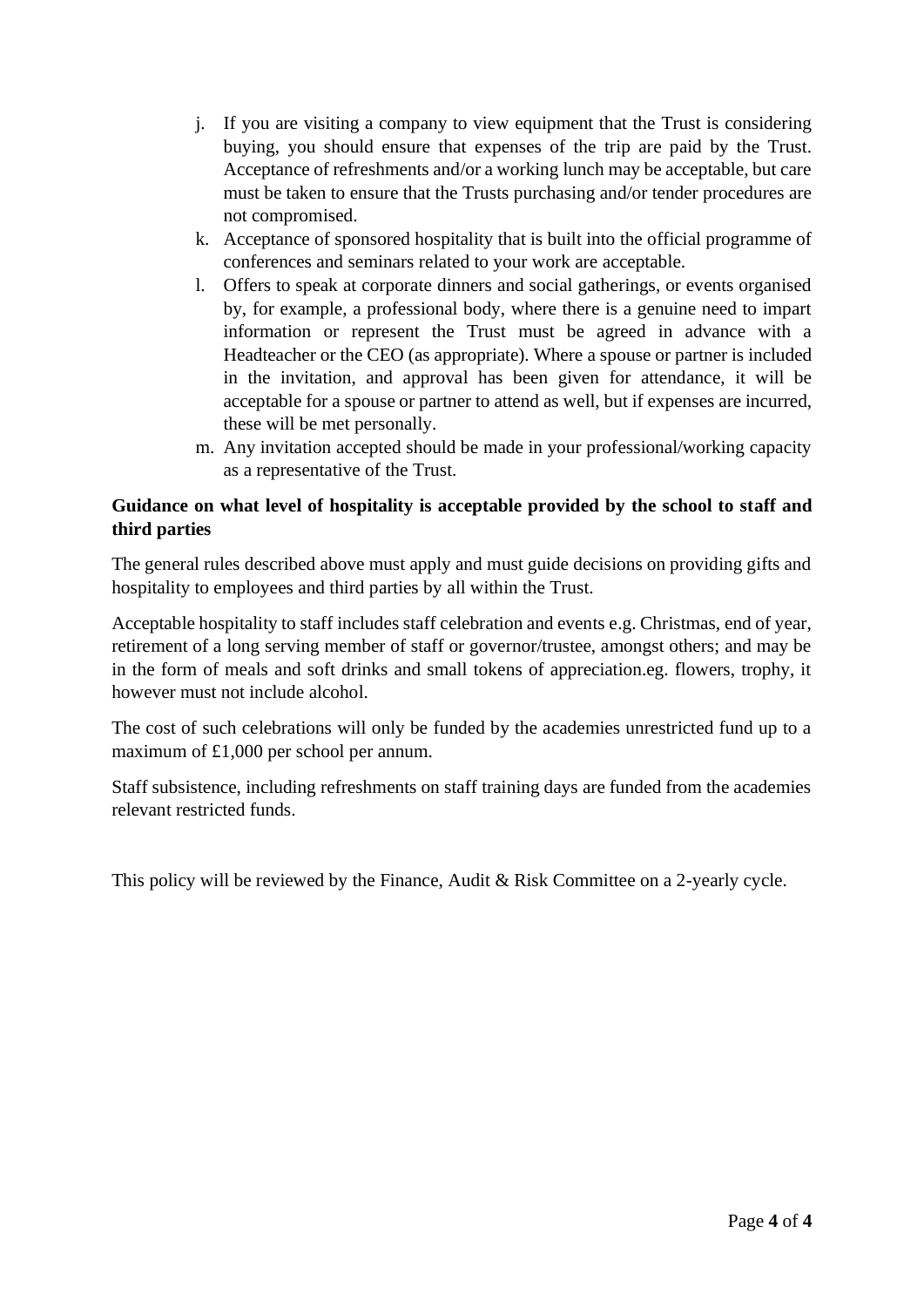j. If you are visiting a company to view equipment that the Trust is considering buying, you should ensure that expenses of the trip are paid by the Trust. Acceptance of refreshments and/or a working lunch may be acceptable, but care must be taken to ensure that the Trusts purchasing and/or tender procedures are not compromised.
k. Acceptance of sponsored hospitality that is built into the official programme of conferences and seminars related to your work are acceptable.
l. Offers to speak at corporate dinners and social gatherings, or events organised by, for example, a professional body, where there is a genuine need to impart information or represent the Trust must be agreed in advance with a Headteacher or the CEO (as appropriate). Where a spouse or partner is included in the invitation, and approval has been given for attendance, it will be acceptable for a spouse or partner to attend as well, but if expenses are incurred, these will be met personally.
m. Any invitation accepted should be made in your professional/working capacity as a representative of the Trust.

**Guidance on what level of hospitality is acceptable provided by the school to staff and third parties**

The general rules described above must apply and must guide decisions on providing gifts and hospitality to employees and third parties by all within the Trust.

Acceptable hospitality to staff includes staff celebration and events e.g. Christmas, end of year, retirement of a long serving member of staff or governor/trustee, amongst others; and may be in the form of meals and soft drinks and small tokens of appreciation.eg. flowers, trophy, it however must not include alcohol.

The cost of such celebrations will only be funded by the academies unrestricted fund up to a maximum of £1,000 per school per annum.

Staff subsistence, including refreshments on staff training days are funded from the academies relevant restricted funds.

This policy will be reviewed by the Finance, Audit & Risk Committee on a 2-yearly cycle.